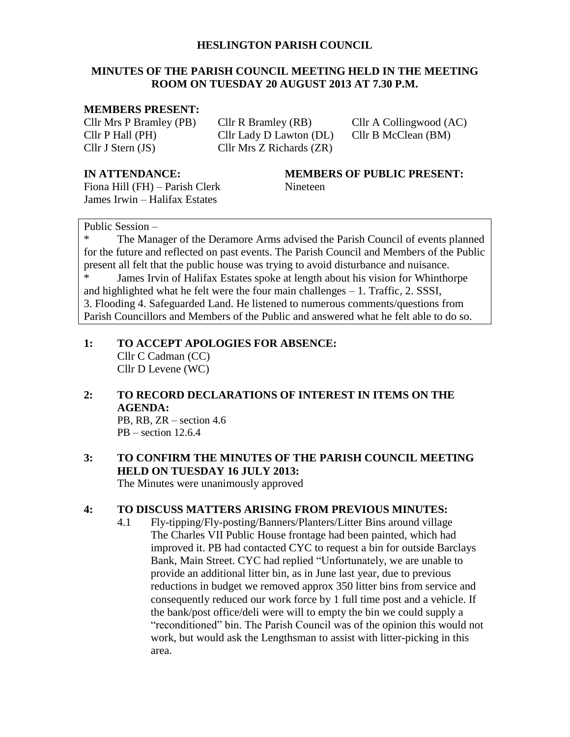**HESLINGTON PARISH COUNCIL**

**MINUTES OF THE PARISH COUNCIL MEETING HELD IN THE MEETING ROOM ON TUESDAY 20 AUGUST 2013 AT 7.30 P.M.**

**MEMBERS PRESENT:**

Cllr Mrs P Bramley (PB)
Cllr R Bramley (RB)
Cllr A Collingwood (AC)
Cllr P Hall (PH)
Cllr Lady D Lawton (DL)
Cllr B McClean (BM)
Cllr J Stern (JS)
Cllr Mrs Z Richards (ZR)

**IN ATTENDANCE:**

Fiona Hill (FH) – Parish Clerk
James Irwin – Halifax Estates

**MEMBERS OF PUBLIC PRESENT:**

Nineteen

Public Session –

* The Manager of the Deramore Arms advised the Parish Council of events planned for the future and reflected on past events. The Parish Council and Members of the Public present all felt that the public house was trying to avoid disturbance and nuisance.
* James Irvin of Halifax Estates spoke at length about his vision for Whinthorpe and highlighted what he felt were the four main challenges – 1. Traffic, 2. SSSI, 3. Flooding 4. Safeguarded Land. He listened to numerous comments/questions from Parish Councillors and Members of the Public and answered what he felt able to do so.

**1: TO ACCEPT APOLOGIES FOR ABSENCE:**

Cllr C Cadman (CC)
Cllr D Levene (WC)

**2: TO RECORD DECLARATIONS OF INTEREST IN ITEMS ON THE AGENDA:**

PB, RB, ZR – section 4.6
PB – section 12.6.4

**3: TO CONFIRM THE MINUTES OF THE PARISH COUNCIL MEETING HELD ON TUESDAY 16 JULY 2013:**

The Minutes were unanimously approved

**4: TO DISCUSS MATTERS ARISING FROM PREVIOUS MINUTES:**

4.1 Fly-tipping/Fly-posting/Banners/Planters/Litter Bins around village
The Charles VII Public House frontage had been painted, which had improved it. PB had contacted CYC to request a bin for outside Barclays Bank, Main Street. CYC had replied "Unfortunately, we are unable to provide an additional litter bin, as in June last year, due to previous reductions in budget we removed approx 350 litter bins from service and consequently reduced our work force by 1 full time post and a vehicle. If the bank/post office/deli were will to empty the bin we could supply a "reconditioned" bin. The Parish Council was of the opinion this would not work, but would ask the Lengthsman to assist with litter-picking in this area.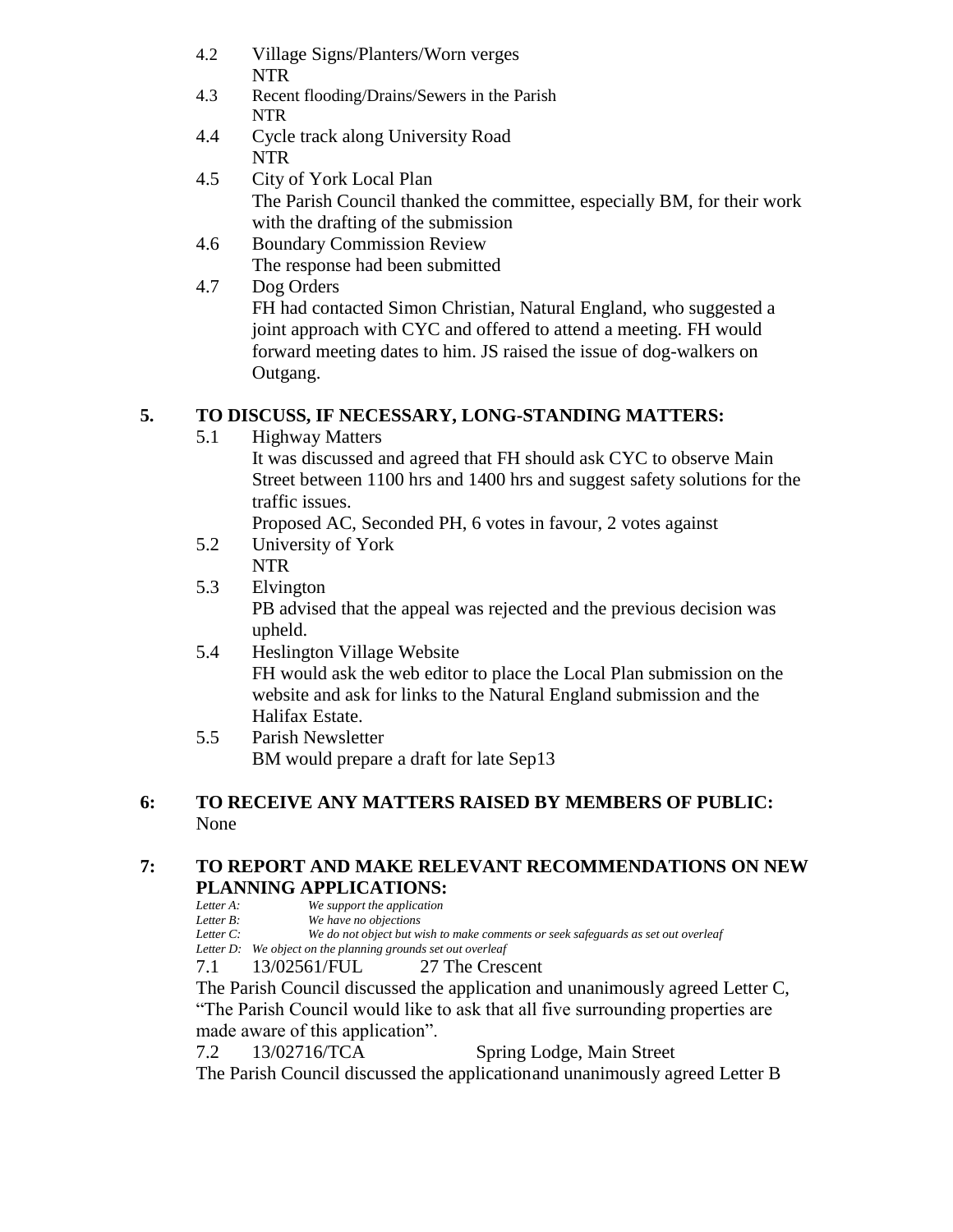4.2 Village Signs/Planters/Worn verges
NTR

4.3 Recent flooding/Drains/Sewers in the Parish
NTR

4.4 Cycle track along University Road
NTR

4.5 City of York Local Plan
The Parish Council thanked the committee, especially BM, for their work with the drafting of the submission

4.6 Boundary Commission Review
The response had been submitted

4.7 Dog Orders
FH had contacted Simon Christian, Natural England, who suggested a joint approach with CYC and offered to attend a meeting. FH would forward meeting dates to him. JS raised the issue of dog-walkers on Outgang.

## 5. TO DISCUSS, IF NECESSARY, LONG-STANDING MATTERS:

5.1 Highway Matters
It was discussed and agreed that FH should ask CYC to observe Main Street between 1100 hrs and 1400 hrs and suggest safety solutions for the traffic issues.
Proposed AC, Seconded PH, 6 votes in favour, 2 votes against

5.2 University of York
NTR

5.3 Elvington
PB advised that the appeal was rejected and the previous decision was upheld.

5.4 Heslington Village Website
FH would ask the web editor to place the Local Plan submission on the website and ask for links to the Natural England submission and the Halifax Estate.

5.5 Parish Newsletter
BM would prepare a draft for late Sep13

## 6: TO RECEIVE ANY MATTERS RAISED BY MEMBERS OF PUBLIC:

None

## 7: TO REPORT AND MAKE RELEVANT RECOMMENDATIONS ON NEW PLANNING APPLICATIONS:

*Letter A: We support the application*
*Letter B: We have no objections*
*Letter C: We do not object but wish to make comments or seek safeguards as set out overleaf*
*Letter D: We object on the planning grounds set out overleaf*

7.1 13/02561/FUL 27 The Crescent
The Parish Council discussed the application and unanimously agreed Letter C, "The Parish Council would like to ask that all five surrounding properties are made aware of this application".

7.2 13/02716/TCA Spring Lodge, Main Street
The Parish Council discussed the applicationand unanimously agreed Letter B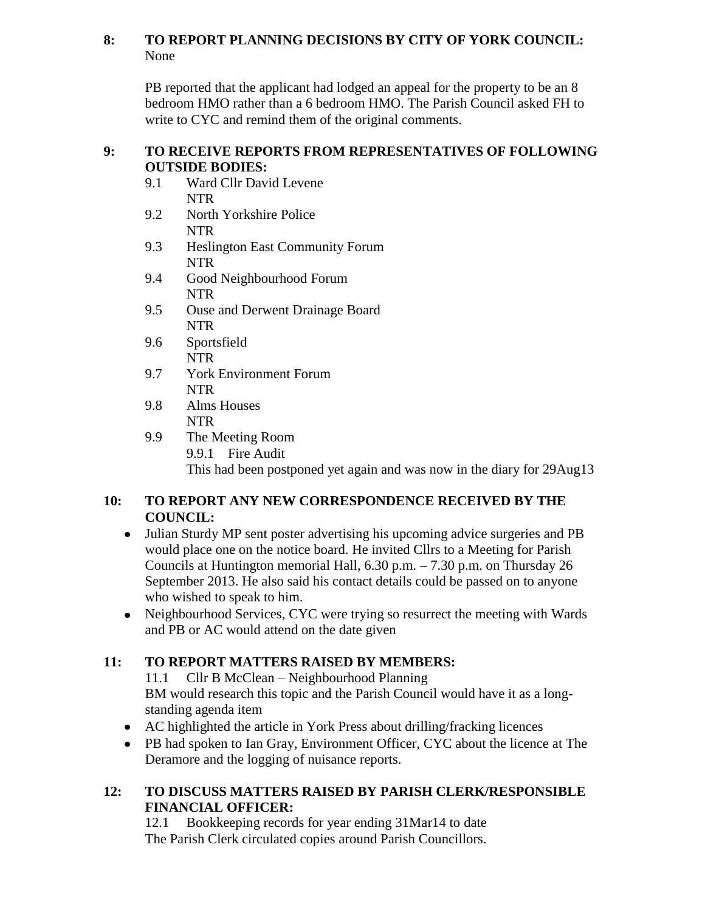**8: TO REPORT PLANNING DECISIONS BY CITY OF YORK COUNCIL:**

None

PB reported that the applicant had lodged an appeal for the property to be an 8 bedroom HMO rather than a 6 bedroom HMO. The Parish Council asked FH to write to CYC and remind them of the original comments.

**9: TO RECEIVE REPORTS FROM REPRESENTATIVES OF FOLLOWING OUTSIDE BODIES:**

9.1 Ward Cllr David Levene
NTR

9.2 North Yorkshire Police
NTR

9.3 Heslington East Community Forum
NTR

9.4 Good Neighbourhood Forum
NTR

9.5 Ouse and Derwent Drainage Board
NTR

9.6 Sportsfield
NTR

9.7 York Environment Forum
NTR

9.8 Alms Houses
NTR

9.9 The Meeting Room

9.9.1 Fire Audit

This had been postponed yet again and was now in the diary for 29Aug13

**10: TO REPORT ANY NEW CORRESPONDENCE RECEIVED BY THE COUNCIL:**

- Julian Sturdy MP sent poster advertising his upcoming advice surgeries and PB would place one on the notice board. He invited Cllrs to a Meeting for Parish Councils at Huntington memorial Hall, 6.30 p.m. – 7.30 p.m. on Thursday 26 September 2013. He also said his contact details could be passed on to anyone who wished to speak to him.
- Neighbourhood Services, CYC were trying so resurrect the meeting with Wards and PB or AC would attend on the date given

**11: TO REPORT MATTERS RAISED BY MEMBERS:**

11.1 Cllr B McClean – Neighbourhood Planning

BM would research this topic and the Parish Council would have it as a long-standing agenda item

- AC highlighted the article in York Press about drilling/fracking licences
- PB had spoken to Ian Gray, Environment Officer, CYC about the licence at The Deramore and the logging of nuisance reports.

**12: TO DISCUSS MATTERS RAISED BY PARISH CLERK/RESPONSIBLE FINANCIAL OFFICER:**

12.1 Bookkeeping records for year ending 31Mar14 to date

The Parish Clerk circulated copies around Parish Councillors.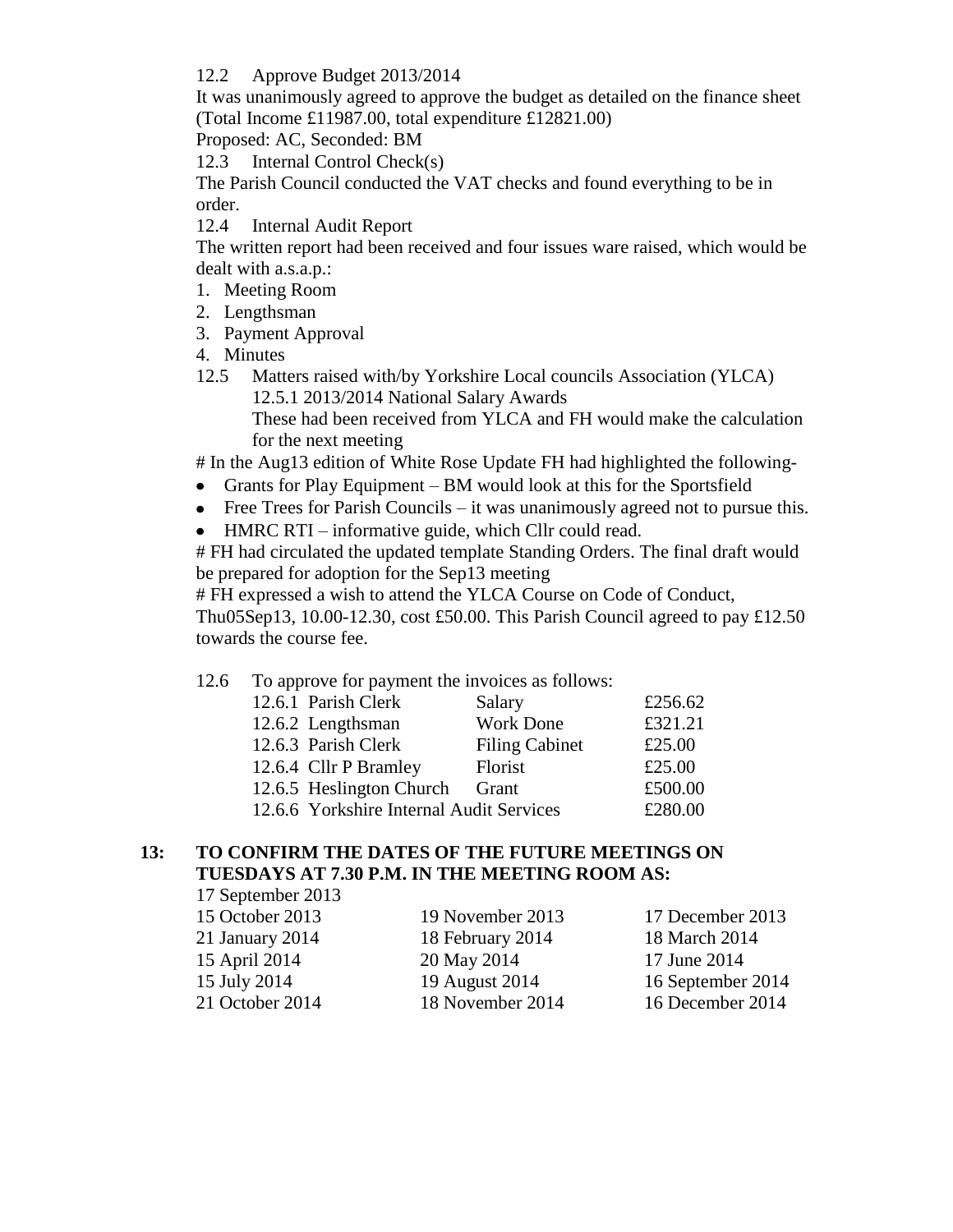12.2 Approve Budget 2013/2014

It was unanimously agreed to approve the budget as detailed on the finance sheet (Total Income £11987.00, total expenditure £12821.00)

Proposed: AC, Seconded: BM

12.3 Internal Control Check(s)

The Parish Council conducted the VAT checks and found everything to be in order.

12.4 Internal Audit Report

The written report had been received and four issues ware raised, which would be dealt with a.s.a.p.:

1. Meeting Room
2. Lengthsman
3. Payment Approval
4. Minutes

12.5 Matters raised with/by Yorkshire Local councils Association (YLCA)

12.5.1 2013/2014 National Salary Awards

These had been received from YLCA and FH would make the calculation for the next meeting

# In the Aug13 edition of White Rose Update FH had highlighted the following-

- Grants for Play Equipment – BM would look at this for the Sportsfield
- Free Trees for Parish Councils – it was unanimously agreed not to pursue this.
- HMRC RTI – informative guide, which Cllr could read.

# FH had circulated the updated template Standing Orders. The final draft would be prepared for adoption for the Sep13 meeting

# FH expressed a wish to attend the YLCA Course on Code of Conduct, Thu05Sep13, 10.00-12.30, cost £50.00. This Parish Council agreed to pay £12.50 towards the course fee.

12.6 To approve for payment the invoices as follows:

| | | |
|---|---|---|
| 12.6.1 Parish Clerk | Salary | £256.62 |
| 12.6.2 Lengthsman | Work Done | £321.21 |
| 12.6.3 Parish Clerk | Filing Cabinet | £25.00 |
| 12.6.4 Cllr P Bramley | Florist | £25.00 |
| 12.6.5 Heslington Church | Grant | £500.00 |
| 12.6.6 Yorkshire Internal Audit Services | | £280.00 |

**13: TO CONFIRM THE DATES OF THE FUTURE MEETINGS ON TUESDAYS AT 7.30 P.M. IN THE MEETING ROOM AS:**

17 September 2013

| | | |
|---|---|---|
| 15 October 2013 | 19 November 2013 | 17 December 2013 |
| 21 January 2014 | 18 February 2014 | 18 March 2014 |
| 15 April 2014 | 20 May 2014 | 17 June 2014 |
| 15 July 2014 | 19 August 2014 | 16 September 2014 |
| 21 October 2014 | 18 November 2014 | 16 December 2014 |